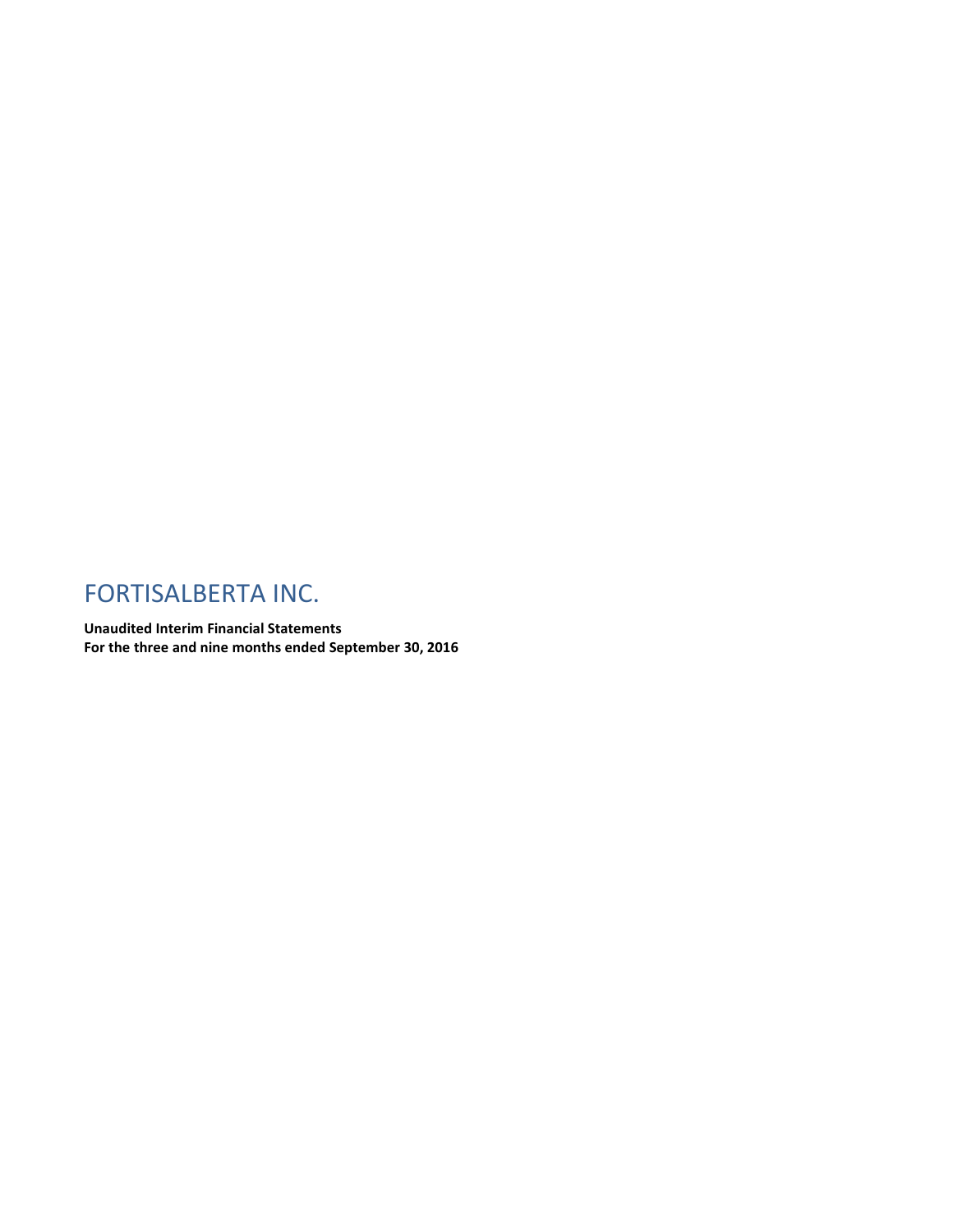# FORTISALBERTA INC.

**Unaudited Interim Financial Statements**
**For the three and nine months ended September 30, 2016**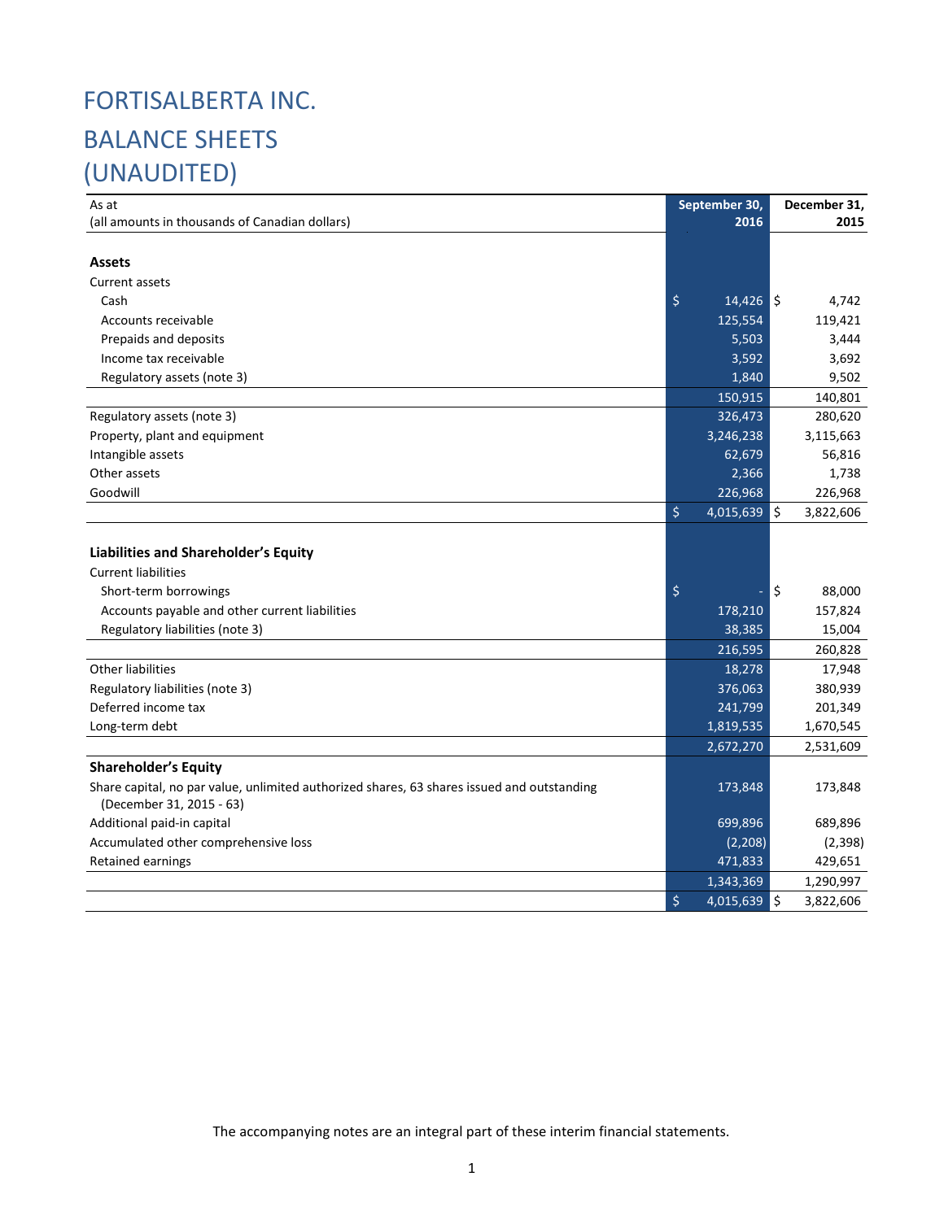# FORTISALBERTA INC.

# BALANCE SHEETS

# (UNAUDITED)

| As at<br>(all amounts in thousands of Canadian dollars) | September 30, 2016 | December 31, 2015 |
|---|---|---|
| **Assets** | | |
| Current assets | | |
| Cash | $ 14,426 | $ 4,742 |
| Accounts receivable | 125,554 | 119,421 |
| Prepaids and deposits | 5,503 | 3,444 |
| Income tax receivable | 3,592 | 3,692 |
| Regulatory assets (note 3) | 1,840 | 9,502 |
| | 150,915 | 140,801 |
| Regulatory assets (note 3) | 326,473 | 280,620 |
| Property, plant and equipment | 3,246,238 | 3,115,663 |
| Intangible assets | 62,679 | 56,816 |
| Other assets | 2,366 | 1,738 |
| Goodwill | 226,968 | 226,968 |
| | $ 4,015,639 | $ 3,822,606 |
| **Liabilities and Shareholder's Equity** | | |
| Current liabilities | | |
| Short-term borrowings | $ - | $ 88,000 |
| Accounts payable and other current liabilities | 178,210 | 157,824 |
| Regulatory liabilities (note 3) | 38,385 | 15,004 |
| | 216,595 | 260,828 |
| Other liabilities | 18,278 | 17,948 |
| Regulatory liabilities (note 3) | 376,063 | 380,939 |
| Deferred income tax | 241,799 | 201,349 |
| Long-term debt | 1,819,535 | 1,670,545 |
| | 2,672,270 | 2,531,609 |
| **Shareholder's Equity** | | |
| Share capital, no par value, unlimited authorized shares, 63 shares issued and outstanding (December 31, 2015 - 63) | 173,848 | 173,848 |
| Additional paid-in capital | 699,896 | 689,896 |
| Accumulated other comprehensive loss | (2,208) | (2,398) |
| Retained earnings | 471,833 | 429,651 |
| | 1,343,369 | 1,290,997 |
| | $ 4,015,639 | $ 3,822,606 |

The accompanying notes are an integral part of these interim financial statements.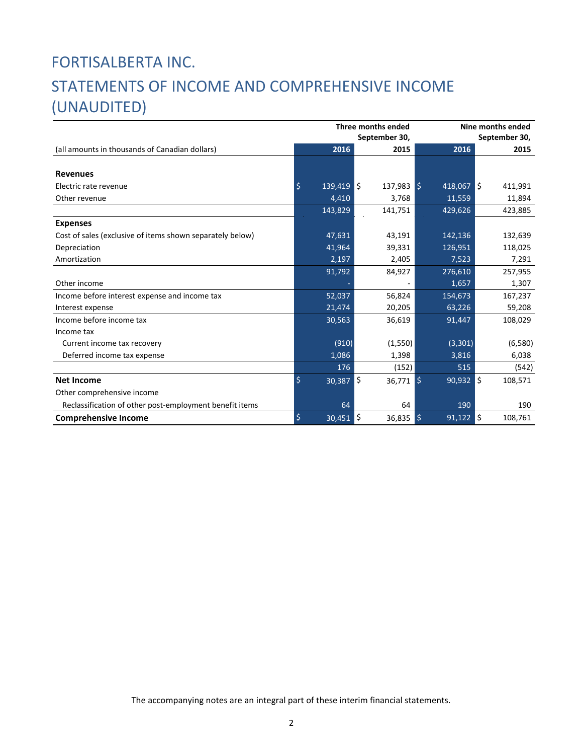# FORTISALBERTA INC.

# STATEMENTS OF INCOME AND COMPREHENSIVE INCOME (UNAUDITED)

| | Three months ended September 30, | | Nine months ended September 30, | |
|---|---|---|---|---|
| (all amounts in thousands of Canadian dollars) | 2016 | 2015 | 2016 | 2015 |
| **Revenues** | | | | |
| Electric rate revenue | $ 139,419 | $ 137,983 | $ 418,067 | $ 411,991 |
| Other revenue | 4,410 | 3,768 | 11,559 | 11,894 |
| | 143,829 | 141,751 | 429,626 | 423,885 |
| **Expenses** | | | | |
| Cost of sales (exclusive of items shown separately below) | 47,631 | 43,191 | 142,136 | 132,639 |
| Depreciation | 41,964 | 39,331 | 126,951 | 118,025 |
| Amortization | 2,197 | 2,405 | 7,523 | 7,291 |
| | 91,792 | 84,927 | 276,610 | 257,955 |
| Other income | - | - | 1,657 | 1,307 |
| Income before interest expense and income tax | 52,037 | 56,824 | 154,673 | 167,237 |
| Interest expense | 21,474 | 20,205 | 63,226 | 59,208 |
| Income before income tax | 30,563 | 36,619 | 91,447 | 108,029 |
| Income tax | | | | |
| Current income tax recovery | (910) | (1,550) | (3,301) | (6,580) |
| Deferred income tax expense | 1,086 | 1,398 | 3,816 | 6,038 |
| | 176 | (152) | 515 | (542) |
| **Net Income** | $ 30,387 | $ 36,771 | $ 90,932 | $ 108,571 |
| Other comprehensive income | | | | |
| Reclassification of other post-employment benefit items | 64 | 64 | 190 | 190 |
| **Comprehensive Income** | $ 30,451 | $ 36,835 | $ 91,122 | $ 108,761 |

The accompanying notes are an integral part of these interim financial statements.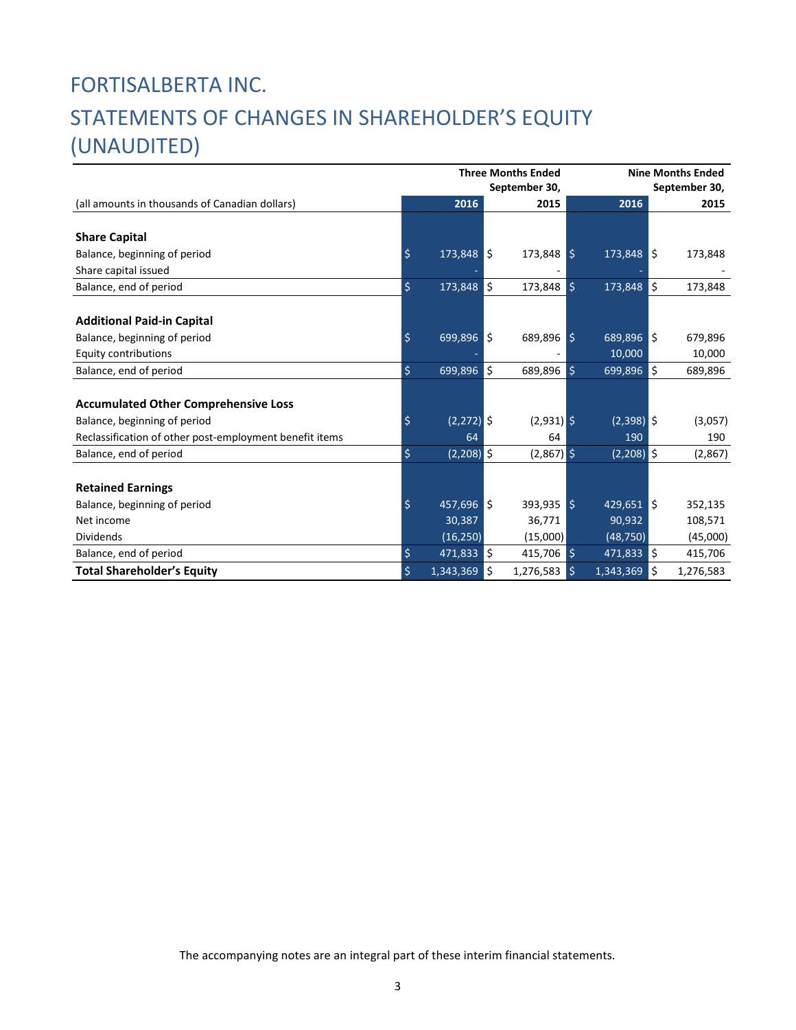# FORTISALBERTA INC.

# STATEMENTS OF CHANGES IN SHAREHOLDER'S EQUITY (UNAUDITED)

| | Three Months Ended September 30, | | Nine Months Ended September 30, | |
|---|---|---|---|---|
| (all amounts in thousands of Canadian dollars) | 2016 | 2015 | 2016 | 2015 |
| **Share Capital** | | | | |
| Balance, beginning of period | $ 173,848 | $ 173,848 | $ 173,848 | $ 173,848 |
| Share capital issued | - | - | - | - |
| Balance, end of period | $ 173,848 | $ 173,848 | $ 173,848 | $ 173,848 |
| **Additional Paid-in Capital** | | | | |
| Balance, beginning of period | $ 699,896 | $ 689,896 | $ 689,896 | $ 679,896 |
| Equity contributions | - | - | 10,000 | 10,000 |
| Balance, end of period | $ 699,896 | $ 689,896 | $ 699,896 | $ 689,896 |
| **Accumulated Other Comprehensive Loss** | | | | |
| Balance, beginning of period | $ (2,272) | $ (2,931) | $ (2,398) | $ (3,057) |
| Reclassification of other post-employment benefit items | 64 | 64 | 190 | 190 |
| Balance, end of period | $ (2,208) | $ (2,867) | $ (2,208) | $ (2,867) |
| **Retained Earnings** | | | | |
| Balance, beginning of period | $ 457,696 | $ 393,935 | $ 429,651 | $ 352,135 |
| Net income | 30,387 | 36,771 | 90,932 | 108,571 |
| Dividends | (16,250) | (15,000) | (48,750) | (45,000) |
| Balance, end of period | $ 471,833 | $ 415,706 | $ 471,833 | $ 415,706 |
| **Total Shareholder's Equity** | $ 1,343,369 | $ 1,276,583 | $ 1,343,369 | $ 1,276,583 |

The accompanying notes are an integral part of these interim financial statements.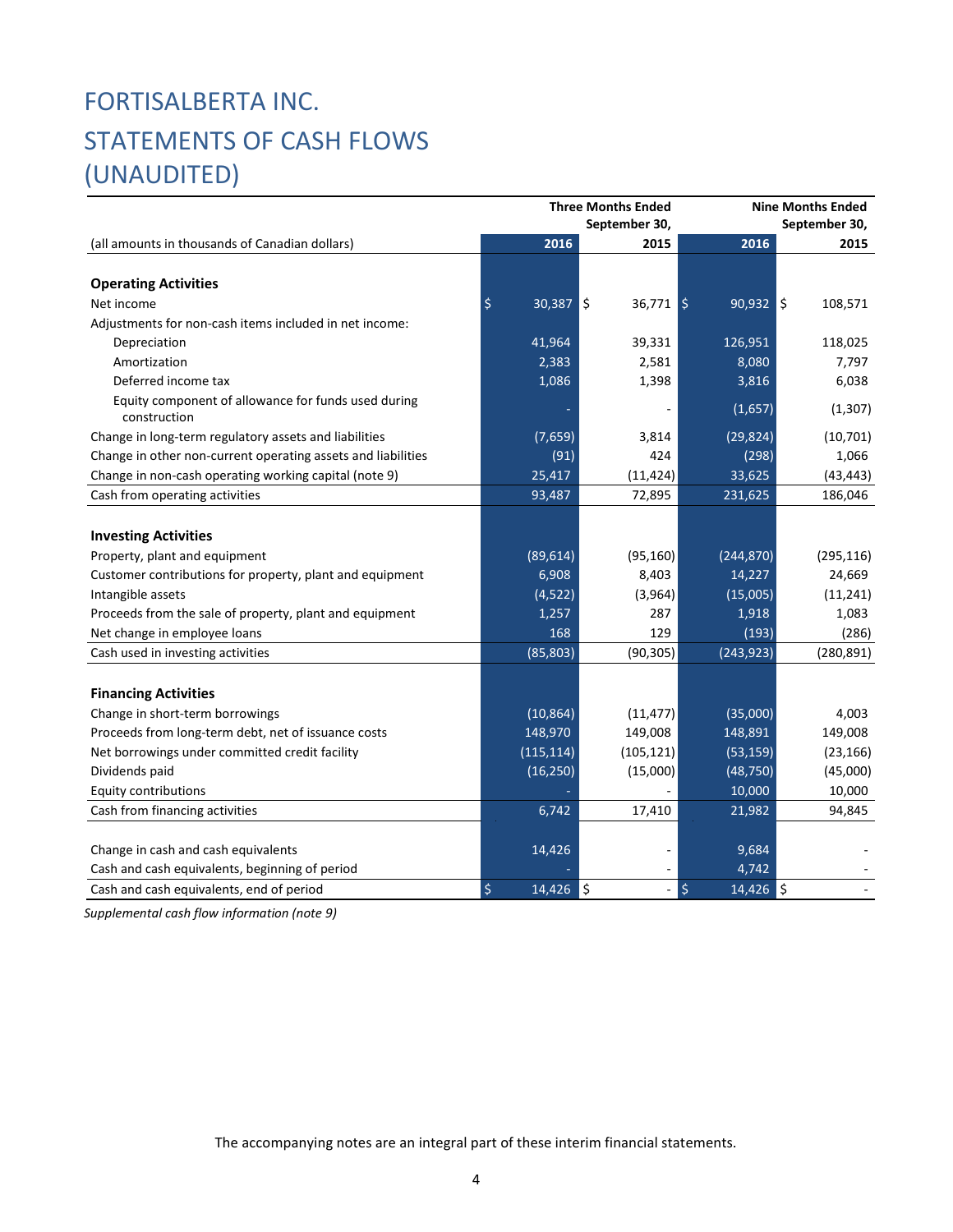# FORTISALBERTA INC.

# STATEMENTS OF CASH FLOWS (UNAUDITED)

| | Three Months Ended September 30, | | Nine Months Ended September 30, | |
|---|---|---|---|---|
| (all amounts in thousands of Canadian dollars) | 2016 | 2015 | 2016 | 2015 |
| **Operating Activities** | | | | |
| Net income | $ 30,387 | $ 36,771 | $ 90,932 | $ 108,571 |
| Adjustments for non-cash items included in net income: | | | | |
| Depreciation | 41,964 | 39,331 | 126,951 | 118,025 |
| Amortization | 2,383 | 2,581 | 8,080 | 7,797 |
| Deferred income tax | 1,086 | 1,398 | 3,816 | 6,038 |
| Equity component of allowance for funds used during construction | - | - | (1,657) | (1,307) |
| Change in long-term regulatory assets and liabilities | (7,659) | 3,814 | (29,824) | (10,701) |
| Change in other non-current operating assets and liabilities | (91) | 424 | (298) | 1,066 |
| Change in non-cash operating working capital (note 9) | 25,417 | (11,424) | 33,625 | (43,443) |
| Cash from operating activities | 93,487 | 72,895 | 231,625 | 186,046 |
| **Investing Activities** | | | | |
| Property, plant and equipment | (89,614) | (95,160) | (244,870) | (295,116) |
| Customer contributions for property, plant and equipment | 6,908 | 8,403 | 14,227 | 24,669 |
| Intangible assets | (4,522) | (3,964) | (15,005) | (11,241) |
| Proceeds from the sale of property, plant and equipment | 1,257 | 287 | 1,918 | 1,083 |
| Net change in employee loans | 168 | 129 | (193) | (286) |
| Cash used in investing activities | (85,803) | (90,305) | (243,923) | (280,891) |
| **Financing Activities** | | | | |
| Change in short-term borrowings | (10,864) | (11,477) | (35,000) | 4,003 |
| Proceeds from long-term debt, net of issuance costs | 148,970 | 149,008 | 148,891 | 149,008 |
| Net borrowings under committed credit facility | (115,114) | (105,121) | (53,159) | (23,166) |
| Dividends paid | (16,250) | (15,000) | (48,750) | (45,000) |
| Equity contributions | - | - | 10,000 | 10,000 |
| Cash from financing activities | 6,742 | 17,410 | 21,982 | 94,845 |
| Change in cash and cash equivalents | 14,426 | - | 9,684 | - |
| Cash and cash equivalents, beginning of period | - | - | 4,742 | - |
| Cash and cash equivalents, end of period | $ 14,426 | $ - | $ 14,426 | $ - |

*Supplemental cash flow information (note 9)*

The accompanying notes are an integral part of these interim financial statements.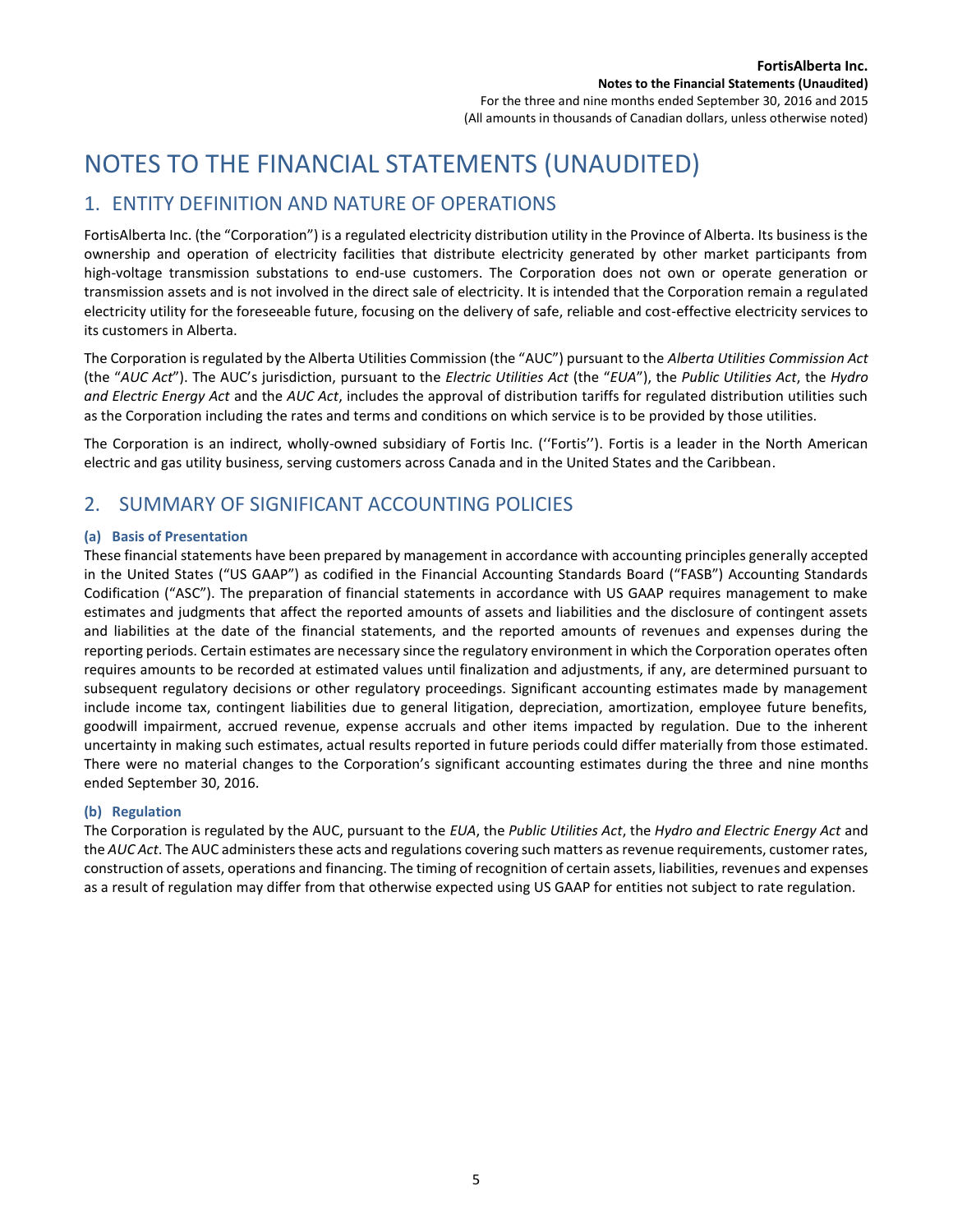# NOTES TO THE FINANCIAL STATEMENTS (UNAUDITED)

## 1. ENTITY DEFINITION AND NATURE OF OPERATIONS

FortisAlberta Inc. (the "Corporation") is a regulated electricity distribution utility in the Province of Alberta. Its business is the ownership and operation of electricity facilities that distribute electricity generated by other market participants from high-voltage transmission substations to end-use customers. The Corporation does not own or operate generation or transmission assets and is not involved in the direct sale of electricity. It is intended that the Corporation remain a regulated electricity utility for the foreseeable future, focusing on the delivery of safe, reliable and cost-effective electricity services to its customers in Alberta.

The Corporation is regulated by the Alberta Utilities Commission (the "AUC") pursuant to the *Alberta Utilities Commission Act* (the "*AUC Act*"). The AUC's jurisdiction, pursuant to the *Electric Utilities Act* (the "*EUA*"), the *Public Utilities Act*, the *Hydro and Electric Energy Act* and the *AUC Act*, includes the approval of distribution tariffs for regulated distribution utilities such as the Corporation including the rates and terms and conditions on which service is to be provided by those utilities.

The Corporation is an indirect, wholly-owned subsidiary of Fortis Inc. (''Fortis''). Fortis is a leader in the North American electric and gas utility business, serving customers across Canada and in the United States and the Caribbean.

## 2. SUMMARY OF SIGNIFICANT ACCOUNTING POLICIES

### (a) Basis of Presentation

These financial statements have been prepared by management in accordance with accounting principles generally accepted in the United States ("US GAAP") as codified in the Financial Accounting Standards Board ("FASB") Accounting Standards Codification ("ASC"). The preparation of financial statements in accordance with US GAAP requires management to make estimates and judgments that affect the reported amounts of assets and liabilities and the disclosure of contingent assets and liabilities at the date of the financial statements, and the reported amounts of revenues and expenses during the reporting periods. Certain estimates are necessary since the regulatory environment in which the Corporation operates often requires amounts to be recorded at estimated values until finalization and adjustments, if any, are determined pursuant to subsequent regulatory decisions or other regulatory proceedings. Significant accounting estimates made by management include income tax, contingent liabilities due to general litigation, depreciation, amortization, employee future benefits, goodwill impairment, accrued revenue, expense accruals and other items impacted by regulation. Due to the inherent uncertainty in making such estimates, actual results reported in future periods could differ materially from those estimated. There were no material changes to the Corporation's significant accounting estimates during the three and nine months ended September 30, 2016.

### (b) Regulation

The Corporation is regulated by the AUC, pursuant to the *EUA*, the *Public Utilities Act*, the *Hydro and Electric Energy Act* and the *AUC Act*. The AUC administers these acts and regulations covering such matters as revenue requirements, customer rates, construction of assets, operations and financing. The timing of recognition of certain assets, liabilities, revenues and expenses as a result of regulation may differ from that otherwise expected using US GAAP for entities not subject to rate regulation.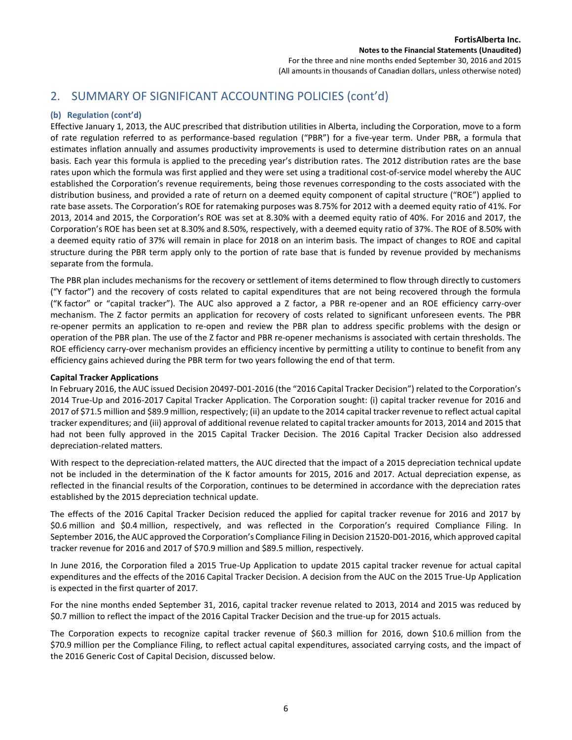## 2. SUMMARY OF SIGNIFICANT ACCOUNTING POLICIES (cont'd)

### (b) Regulation (cont'd)

Effective January 1, 2013, the AUC prescribed that distribution utilities in Alberta, including the Corporation, move to a form of rate regulation referred to as performance-based regulation ("PBR") for a five-year term. Under PBR, a formula that estimates inflation annually and assumes productivity improvements is used to determine distribution rates on an annual basis. Each year this formula is applied to the preceding year's distribution rates. The 2012 distribution rates are the base rates upon which the formula was first applied and they were set using a traditional cost-of-service model whereby the AUC established the Corporation's revenue requirements, being those revenues corresponding to the costs associated with the distribution business, and provided a rate of return on a deemed equity component of capital structure ("ROE") applied to rate base assets. The Corporation's ROE for ratemaking purposes was 8.75% for 2012 with a deemed equity ratio of 41%. For 2013, 2014 and 2015, the Corporation's ROE was set at 8.30% with a deemed equity ratio of 40%. For 2016 and 2017, the Corporation's ROE has been set at 8.30% and 8.50%, respectively, with a deemed equity ratio of 37%. The ROE of 8.50% with a deemed equity ratio of 37% will remain in place for 2018 on an interim basis. The impact of changes to ROE and capital structure during the PBR term apply only to the portion of rate base that is funded by revenue provided by mechanisms separate from the formula.

The PBR plan includes mechanisms for the recovery or settlement of items determined to flow through directly to customers ("Y factor") and the recovery of costs related to capital expenditures that are not being recovered through the formula ("K factor" or "capital tracker"). The AUC also approved a Z factor, a PBR re-opener and an ROE efficiency carry-over mechanism. The Z factor permits an application for recovery of costs related to significant unforeseen events. The PBR re-opener permits an application to re-open and review the PBR plan to address specific problems with the design or operation of the PBR plan. The use of the Z factor and PBR re-opener mechanisms is associated with certain thresholds. The ROE efficiency carry-over mechanism provides an efficiency incentive by permitting a utility to continue to benefit from any efficiency gains achieved during the PBR term for two years following the end of that term.

**Capital Tracker Applications**

In February 2016, the AUC issued Decision 20497-D01-2016 (the "2016 Capital Tracker Decision") related to the Corporation's 2014 True-Up and 2016-2017 Capital Tracker Application. The Corporation sought: (i) capital tracker revenue for 2016 and 2017 of $71.5 million and $89.9 million, respectively; (ii) an update to the 2014 capital tracker revenue to reflect actual capital tracker expenditures; and (iii) approval of additional revenue related to capital tracker amounts for 2013, 2014 and 2015 that had not been fully approved in the 2015 Capital Tracker Decision. The 2016 Capital Tracker Decision also addressed depreciation-related matters.

With respect to the depreciation-related matters, the AUC directed that the impact of a 2015 depreciation technical update not be included in the determination of the K factor amounts for 2015, 2016 and 2017. Actual depreciation expense, as reflected in the financial results of the Corporation, continues to be determined in accordance with the depreciation rates established by the 2015 depreciation technical update.

The effects of the 2016 Capital Tracker Decision reduced the applied for capital tracker revenue for 2016 and 2017 by $0.6 million and $0.4 million, respectively, and was reflected in the Corporation's required Compliance Filing. In September 2016, the AUC approved the Corporation's Compliance Filing in Decision 21520-D01-2016, which approved capital tracker revenue for 2016 and 2017 of $70.9 million and $89.5 million, respectively.

In June 2016, the Corporation filed a 2015 True-Up Application to update 2015 capital tracker revenue for actual capital expenditures and the effects of the 2016 Capital Tracker Decision. A decision from the AUC on the 2015 True-Up Application is expected in the first quarter of 2017.

For the nine months ended September 31, 2016, capital tracker revenue related to 2013, 2014 and 2015 was reduced by $0.7 million to reflect the impact of the 2016 Capital Tracker Decision and the true-up for 2015 actuals.

The Corporation expects to recognize capital tracker revenue of $60.3 million for 2016, down $10.6 million from the $70.9 million per the Compliance Filing, to reflect actual capital expenditures, associated carrying costs, and the impact of the 2016 Generic Cost of Capital Decision, discussed below.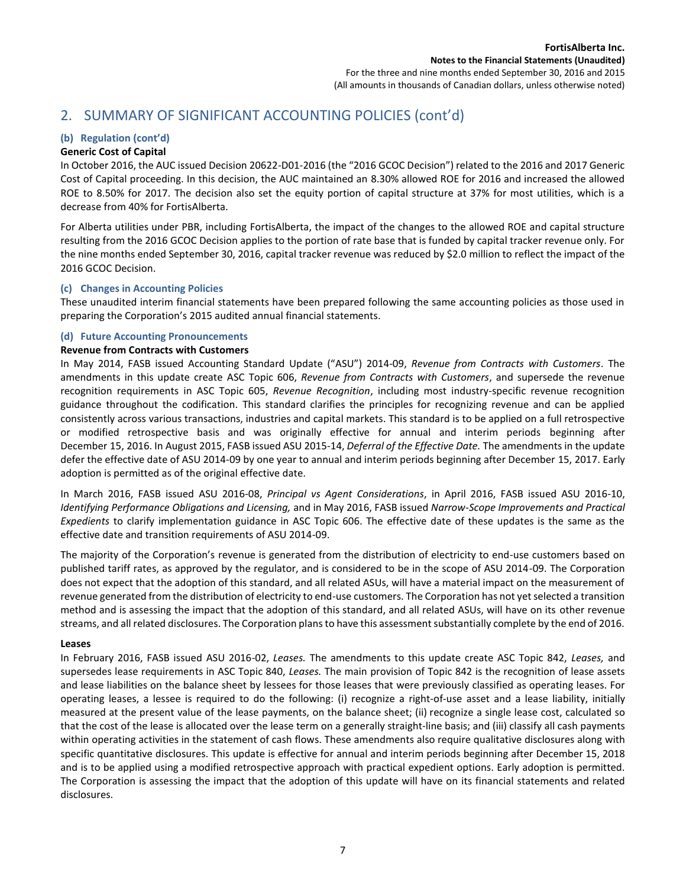## 2. SUMMARY OF SIGNIFICANT ACCOUNTING POLICIES (cont'd)

### (b) Regulation (cont'd)

**Generic Cost of Capital**

In October 2016, the AUC issued Decision 20622-D01-2016 (the "2016 GCOC Decision") related to the 2016 and 2017 Generic Cost of Capital proceeding. In this decision, the AUC maintained an 8.30% allowed ROE for 2016 and increased the allowed ROE to 8.50% for 2017. The decision also set the equity portion of capital structure at 37% for most utilities, which is a decrease from 40% for FortisAlberta.

For Alberta utilities under PBR, including FortisAlberta, the impact of the changes to the allowed ROE and capital structure resulting from the 2016 GCOC Decision applies to the portion of rate base that is funded by capital tracker revenue only. For the nine months ended September 30, 2016, capital tracker revenue was reduced by $2.0 million to reflect the impact of the 2016 GCOC Decision.

### (c) Changes in Accounting Policies

These unaudited interim financial statements have been prepared following the same accounting policies as those used in preparing the Corporation's 2015 audited annual financial statements.

### (d) Future Accounting Pronouncements

**Revenue from Contracts with Customers**

In May 2014, FASB issued Accounting Standard Update ("ASU") 2014-09, *Revenue from Contracts with Customers*. The amendments in this update create ASC Topic 606, *Revenue from Contracts with Customers*, and supersede the revenue recognition requirements in ASC Topic 605, *Revenue Recognition*, including most industry-specific revenue recognition guidance throughout the codification. This standard clarifies the principles for recognizing revenue and can be applied consistently across various transactions, industries and capital markets. This standard is to be applied on a full retrospective or modified retrospective basis and was originally effective for annual and interim periods beginning after December 15, 2016. In August 2015, FASB issued ASU 2015-14, *Deferral of the Effective Date.* The amendments in the update defer the effective date of ASU 2014-09 by one year to annual and interim periods beginning after December 15, 2017. Early adoption is permitted as of the original effective date.

In March 2016, FASB issued ASU 2016-08, *Principal vs Agent Considerations*, in April 2016, FASB issued ASU 2016-10, *Identifying Performance Obligations and Licensing,* and in May 2016, FASB issued *Narrow-Scope Improvements and Practical Expedients* to clarify implementation guidance in ASC Topic 606. The effective date of these updates is the same as the effective date and transition requirements of ASU 2014-09.

The majority of the Corporation's revenue is generated from the distribution of electricity to end-use customers based on published tariff rates, as approved by the regulator, and is considered to be in the scope of ASU 2014-09. The Corporation does not expect that the adoption of this standard, and all related ASUs, will have a material impact on the measurement of revenue generated from the distribution of electricity to end-use customers. The Corporation has not yet selected a transition method and is assessing the impact that the adoption of this standard, and all related ASUs, will have on its other revenue streams, and all related disclosures. The Corporation plans to have this assessment substantially complete by the end of 2016.

**Leases**

In February 2016, FASB issued ASU 2016-02, *Leases.* The amendments to this update create ASC Topic 842, *Leases,* and supersedes lease requirements in ASC Topic 840, *Leases.* The main provision of Topic 842 is the recognition of lease assets and lease liabilities on the balance sheet by lessees for those leases that were previously classified as operating leases. For operating leases, a lessee is required to do the following: (i) recognize a right-of-use asset and a lease liability, initially measured at the present value of the lease payments, on the balance sheet; (ii) recognize a single lease cost, calculated so that the cost of the lease is allocated over the lease term on a generally straight-line basis; and (iii) classify all cash payments within operating activities in the statement of cash flows. These amendments also require qualitative disclosures along with specific quantitative disclosures. This update is effective for annual and interim periods beginning after December 15, 2018 and is to be applied using a modified retrospective approach with practical expedient options. Early adoption is permitted. The Corporation is assessing the impact that the adoption of this update will have on its financial statements and related disclosures.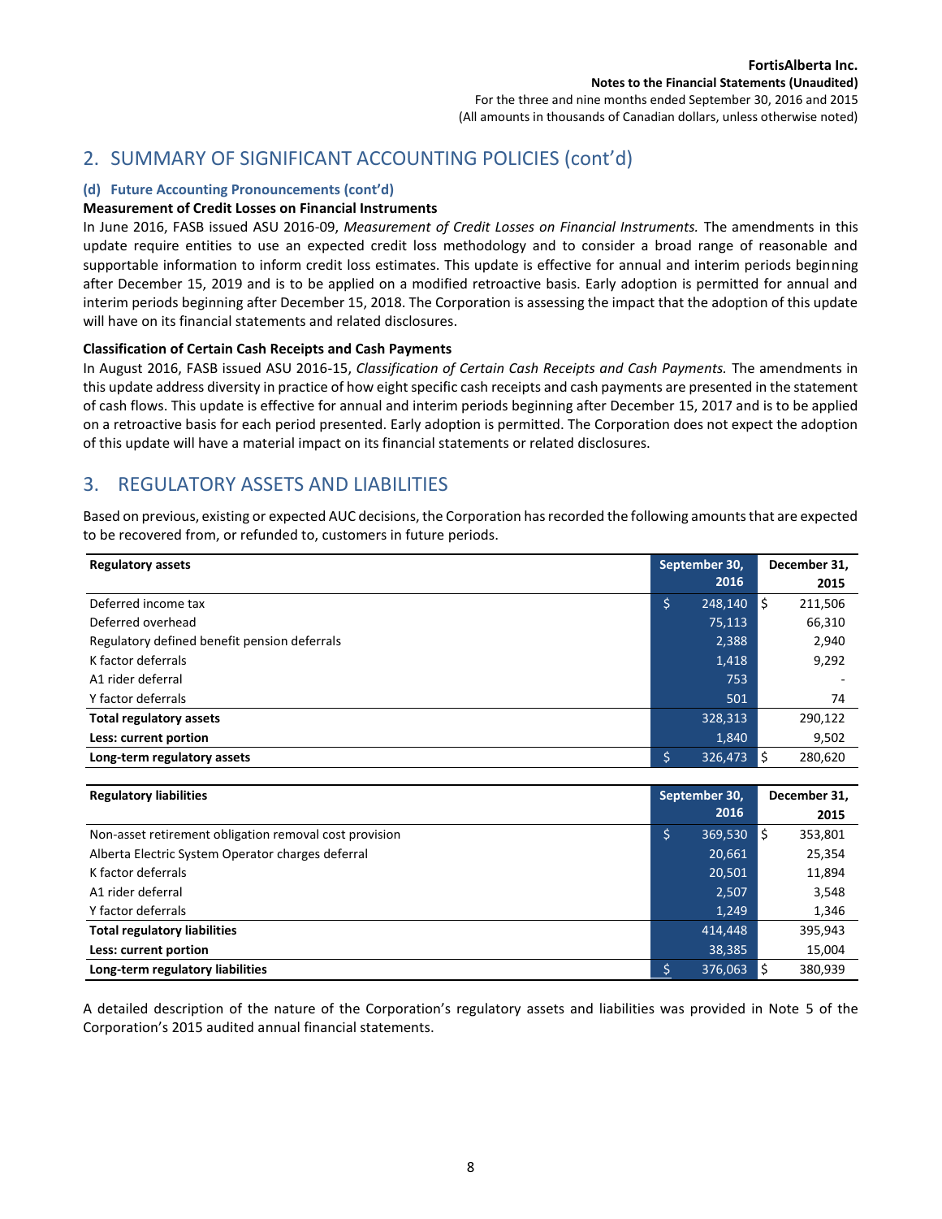## 2. SUMMARY OF SIGNIFICANT ACCOUNTING POLICIES (cont'd)

### (d) Future Accounting Pronouncements (cont'd)

**Measurement of Credit Losses on Financial Instruments**

In June 2016, FASB issued ASU 2016-09, *Measurement of Credit Losses on Financial Instruments.* The amendments in this update require entities to use an expected credit loss methodology and to consider a broad range of reasonable and supportable information to inform credit loss estimates. This update is effective for annual and interim periods beginning after December 15, 2019 and is to be applied on a modified retroactive basis. Early adoption is permitted for annual and interim periods beginning after December 15, 2018. The Corporation is assessing the impact that the adoption of this update will have on its financial statements and related disclosures.

**Classification of Certain Cash Receipts and Cash Payments**

In August 2016, FASB issued ASU 2016-15, *Classification of Certain Cash Receipts and Cash Payments.* The amendments in this update address diversity in practice of how eight specific cash receipts and cash payments are presented in the statement of cash flows. This update is effective for annual and interim periods beginning after December 15, 2017 and is to be applied on a retroactive basis for each period presented. Early adoption is permitted. The Corporation does not expect the adoption of this update will have a material impact on its financial statements or related disclosures.

## 3. REGULATORY ASSETS AND LIABILITIES

Based on previous, existing or expected AUC decisions, the Corporation has recorded the following amounts that are expected to be recovered from, or refunded to, customers in future periods.

| **Regulatory assets** | **September 30, 2016** | **December 31, 2015** |
|---|---|---|
| Deferred income tax | $ 248,140 | $ 211,506 |
| Deferred overhead | 75,113 | 66,310 |
| Regulatory defined benefit pension deferrals | 2,388 | 2,940 |
| K factor deferrals | 1,418 | 9,292 |
| A1 rider deferral | 753 | - |
| Y factor deferrals | 501 | 74 |
| **Total regulatory assets** | 328,313 | 290,122 |
| **Less: current portion** | 1,840 | 9,502 |
| **Long-term regulatory assets** | $ 326,473 | $ 280,620 |

| **Regulatory liabilities** | **September 30, 2016** | **December 31, 2015** |
|---|---|---|
| Non-asset retirement obligation removal cost provision | $ 369,530 | $ 353,801 |
| Alberta Electric System Operator charges deferral | 20,661 | 25,354 |
| K factor deferrals | 20,501 | 11,894 |
| A1 rider deferral | 2,507 | 3,548 |
| Y factor deferrals | 1,249 | 1,346 |
| **Total regulatory liabilities** | 414,448 | 395,943 |
| **Less: current portion** | 38,385 | 15,004 |
| **Long-term regulatory liabilities** | $ 376,063 | $ 380,939 |

A detailed description of the nature of the Corporation's regulatory assets and liabilities was provided in Note 5 of the Corporation's 2015 audited annual financial statements.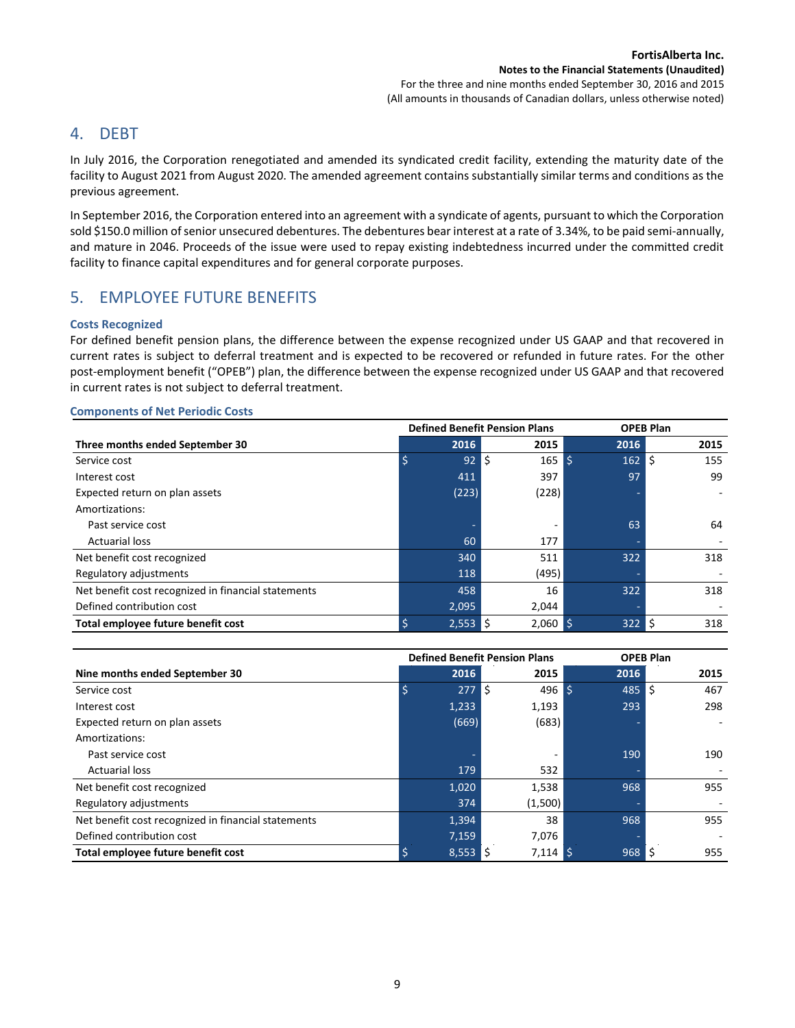## 4. DEBT

In July 2016, the Corporation renegotiated and amended its syndicated credit facility, extending the maturity date of the facility to August 2021 from August 2020. The amended agreement contains substantially similar terms and conditions as the previous agreement.

In September 2016, the Corporation entered into an agreement with a syndicate of agents, pursuant to which the Corporation sold $150.0 million of senior unsecured debentures. The debentures bear interest at a rate of 3.34%, to be paid semi-annually, and mature in 2046. Proceeds of the issue were used to repay existing indebtedness incurred under the committed credit facility to finance capital expenditures and for general corporate purposes.

## 5. EMPLOYEE FUTURE BENEFITS

### Costs Recognized

For defined benefit pension plans, the difference between the expense recognized under US GAAP and that recovered in current rates is subject to deferral treatment and is expected to be recovered or refunded in future rates. For the other post-employment benefit ("OPEB") plan, the difference between the expense recognized under US GAAP and that recovered in current rates is not subject to deferral treatment.

### Components of Net Periodic Costs

| | Defined Benefit Pension Plans | | OPEB Plan | |
|---|---|---|---|---|
| **Three months ended September 30** | **2016** | **2015** | **2016** | **2015** |
| Service cost | $ 92 | $ 165 | $ 162 | $ 155 |
| Interest cost | 411 | 397 | 97 | 99 |
| Expected return on plan assets | (223) | (228) | - | - |
| Amortizations: | | | | |
| Past service cost | - | - | 63 | 64 |
| Actuarial loss | 60 | 177 | - | - |
| Net benefit cost recognized | 340 | 511 | 322 | 318 |
| Regulatory adjustments | 118 | (495) | - | - |
| Net benefit cost recognized in financial statements | 458 | 16 | 322 | 318 |
| Defined contribution cost | 2,095 | 2,044 | - | - |
| **Total employee future benefit cost** | $ 2,553 | $ 2,060 | $ 322 | $ 318 |

| | Defined Benefit Pension Plans | | OPEB Plan | |
|---|---|---|---|---|
| **Nine months ended September 30** | **2016** | **2015** | **2016** | **2015** |
| Service cost | $ 277 | $ 496 | $ 485 | $ 467 |
| Interest cost | 1,233 | 1,193 | 293 | 298 |
| Expected return on plan assets | (669) | (683) | - | - |
| Amortizations: | | | | |
| Past service cost | - | - | 190 | 190 |
| Actuarial loss | 179 | 532 | - | - |
| Net benefit cost recognized | 1,020 | 1,538 | 968 | 955 |
| Regulatory adjustments | 374 | (1,500) | - | - |
| Net benefit cost recognized in financial statements | 1,394 | 38 | 968 | 955 |
| Defined contribution cost | 7,159 | 7,076 | - | - |
| **Total employee future benefit cost** | $ 8,553 | $ 7,114 | $ 968 | $ 955 |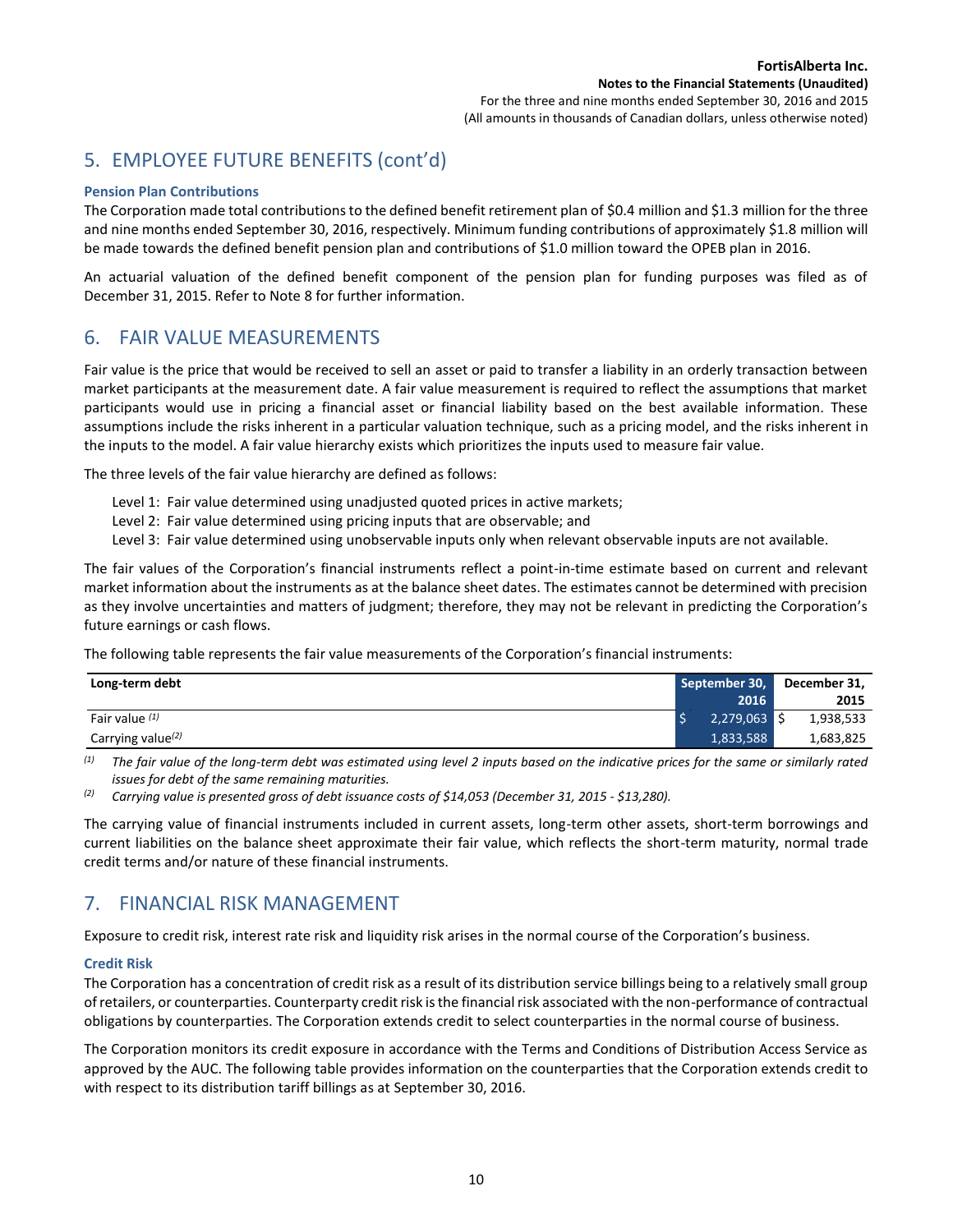## 5. EMPLOYEE FUTURE BENEFITS (cont'd)

### Pension Plan Contributions

The Corporation made total contributions to the defined benefit retirement plan of $0.4 million and $1.3 million for the three and nine months ended September 30, 2016, respectively. Minimum funding contributions of approximately $1.8 million will be made towards the defined benefit pension plan and contributions of $1.0 million toward the OPEB plan in 2016.

An actuarial valuation of the defined benefit component of the pension plan for funding purposes was filed as of December 31, 2015. Refer to Note 8 for further information.

## 6. FAIR VALUE MEASUREMENTS

Fair value is the price that would be received to sell an asset or paid to transfer a liability in an orderly transaction between market participants at the measurement date. A fair value measurement is required to reflect the assumptions that market participants would use in pricing a financial asset or financial liability based on the best available information. These assumptions include the risks inherent in a particular valuation technique, such as a pricing model, and the risks inherent in the inputs to the model. A fair value hierarchy exists which prioritizes the inputs used to measure fair value.

The three levels of the fair value hierarchy are defined as follows:

Level 1: Fair value determined using unadjusted quoted prices in active markets;
Level 2: Fair value determined using pricing inputs that are observable; and
Level 3: Fair value determined using unobservable inputs only when relevant observable inputs are not available.

The fair values of the Corporation's financial instruments reflect a point-in-time estimate based on current and relevant market information about the instruments as at the balance sheet dates. The estimates cannot be determined with precision as they involve uncertainties and matters of judgment; therefore, they may not be relevant in predicting the Corporation's future earnings or cash flows.

The following table represents the fair value measurements of the Corporation's financial instruments:

| Long-term debt | September 30, 2016 | December 31, 2015 |
|---|---|---|
| Fair value [(1)] | $ 2,279,063 | $ 1,938,533 |
| Carrying value[(2)] | 1,833,588 | 1,683,825 |

[(1)] *The fair value of the long-term debt was estimated using level 2 inputs based on the indicative prices for the same or similarly rated issues for debt of the same remaining maturities.*

[(2)] *Carrying value is presented gross of debt issuance costs of $14,053 (December 31, 2015 - $13,280).*

The carrying value of financial instruments included in current assets, long-term other assets, short-term borrowings and current liabilities on the balance sheet approximate their fair value, which reflects the short-term maturity, normal trade credit terms and/or nature of these financial instruments.

## 7. FINANCIAL RISK MANAGEMENT

Exposure to credit risk, interest rate risk and liquidity risk arises in the normal course of the Corporation's business.

### Credit Risk

The Corporation has a concentration of credit risk as a result of its distribution service billings being to a relatively small group of retailers, or counterparties. Counterparty credit risk is the financial risk associated with the non-performance of contractual obligations by counterparties. The Corporation extends credit to select counterparties in the normal course of business.

The Corporation monitors its credit exposure in accordance with the Terms and Conditions of Distribution Access Service as approved by the AUC. The following table provides information on the counterparties that the Corporation extends credit to with respect to its distribution tariff billings as at September 30, 2016.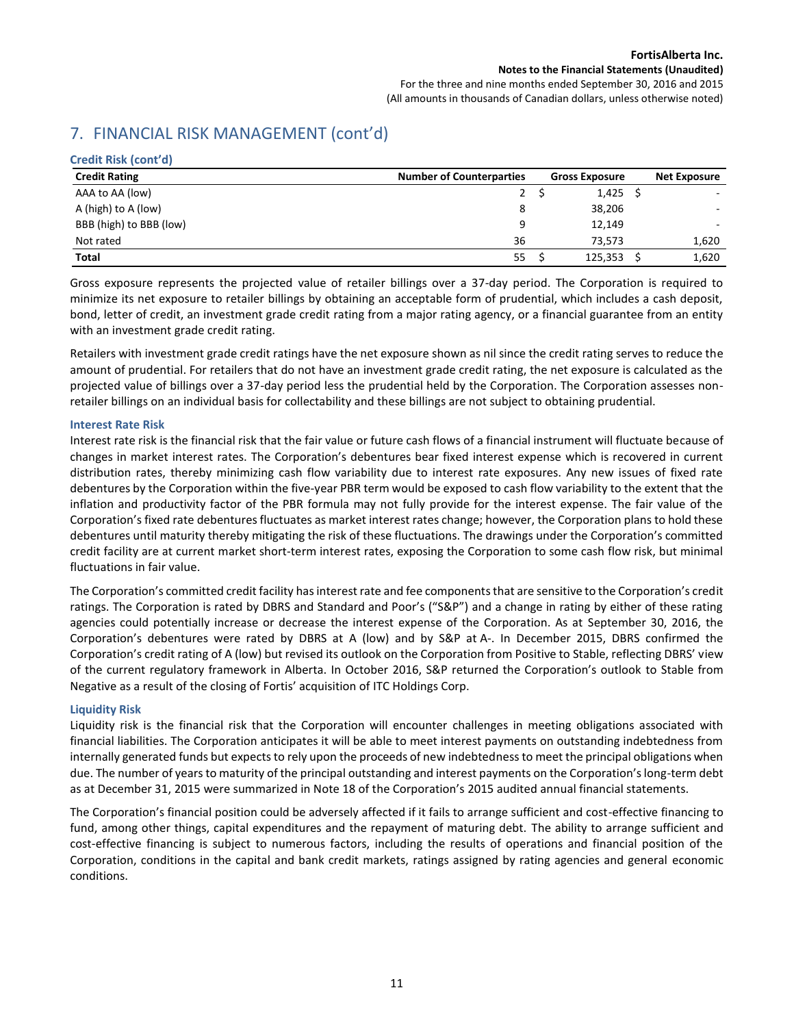## 7. FINANCIAL RISK MANAGEMENT (cont'd)

### Credit Risk (cont'd)

| Credit Rating | Number of Counterparties | Gross Exposure | Net Exposure |
|---|---|---|---|
| AAA to AA (low) | 2 | $ 1,425 | $ - |
| A (high) to A (low) | 8 | 38,206 | - |
| BBB (high) to BBB (low) | 9 | 12,149 | - |
| Not rated | 36 | 73,573 | 1,620 |
| **Total** | 55 | $ 125,353 | $ 1,620 |

Gross exposure represents the projected value of retailer billings over a 37-day period. The Corporation is required to minimize its net exposure to retailer billings by obtaining an acceptable form of prudential, which includes a cash deposit, bond, letter of credit, an investment grade credit rating from a major rating agency, or a financial guarantee from an entity with an investment grade credit rating.

Retailers with investment grade credit ratings have the net exposure shown as nil since the credit rating serves to reduce the amount of prudential. For retailers that do not have an investment grade credit rating, the net exposure is calculated as the projected value of billings over a 37-day period less the prudential held by the Corporation. The Corporation assesses non-retailer billings on an individual basis for collectability and these billings are not subject to obtaining prudential.

### Interest Rate Risk

Interest rate risk is the financial risk that the fair value or future cash flows of a financial instrument will fluctuate because of changes in market interest rates. The Corporation's debentures bear fixed interest expense which is recovered in current distribution rates, thereby minimizing cash flow variability due to interest rate exposures. Any new issues of fixed rate debentures by the Corporation within the five-year PBR term would be exposed to cash flow variability to the extent that the inflation and productivity factor of the PBR formula may not fully provide for the interest expense. The fair value of the Corporation's fixed rate debentures fluctuates as market interest rates change; however, the Corporation plans to hold these debentures until maturity thereby mitigating the risk of these fluctuations. The drawings under the Corporation's committed credit facility are at current market short-term interest rates, exposing the Corporation to some cash flow risk, but minimal fluctuations in fair value.

The Corporation's committed credit facility has interest rate and fee components that are sensitive to the Corporation's credit ratings. The Corporation is rated by DBRS and Standard and Poor's ("S&P") and a change in rating by either of these rating agencies could potentially increase or decrease the interest expense of the Corporation. As at September 30, 2016, the Corporation's debentures were rated by DBRS at A (low) and by S&P at A-. In December 2015, DBRS confirmed the Corporation's credit rating of A (low) but revised its outlook on the Corporation from Positive to Stable, reflecting DBRS' view of the current regulatory framework in Alberta. In October 2016, S&P returned the Corporation's outlook to Stable from Negative as a result of the closing of Fortis' acquisition of ITC Holdings Corp.

### Liquidity Risk

Liquidity risk is the financial risk that the Corporation will encounter challenges in meeting obligations associated with financial liabilities. The Corporation anticipates it will be able to meet interest payments on outstanding indebtedness from internally generated funds but expects to rely upon the proceeds of new indebtedness to meet the principal obligations when due. The number of years to maturity of the principal outstanding and interest payments on the Corporation's long-term debt as at December 31, 2015 were summarized in Note 18 of the Corporation's 2015 audited annual financial statements.

The Corporation's financial position could be adversely affected if it fails to arrange sufficient and cost-effective financing to fund, among other things, capital expenditures and the repayment of maturing debt. The ability to arrange sufficient and cost-effective financing is subject to numerous factors, including the results of operations and financial position of the Corporation, conditions in the capital and bank credit markets, ratings assigned by rating agencies and general economic conditions.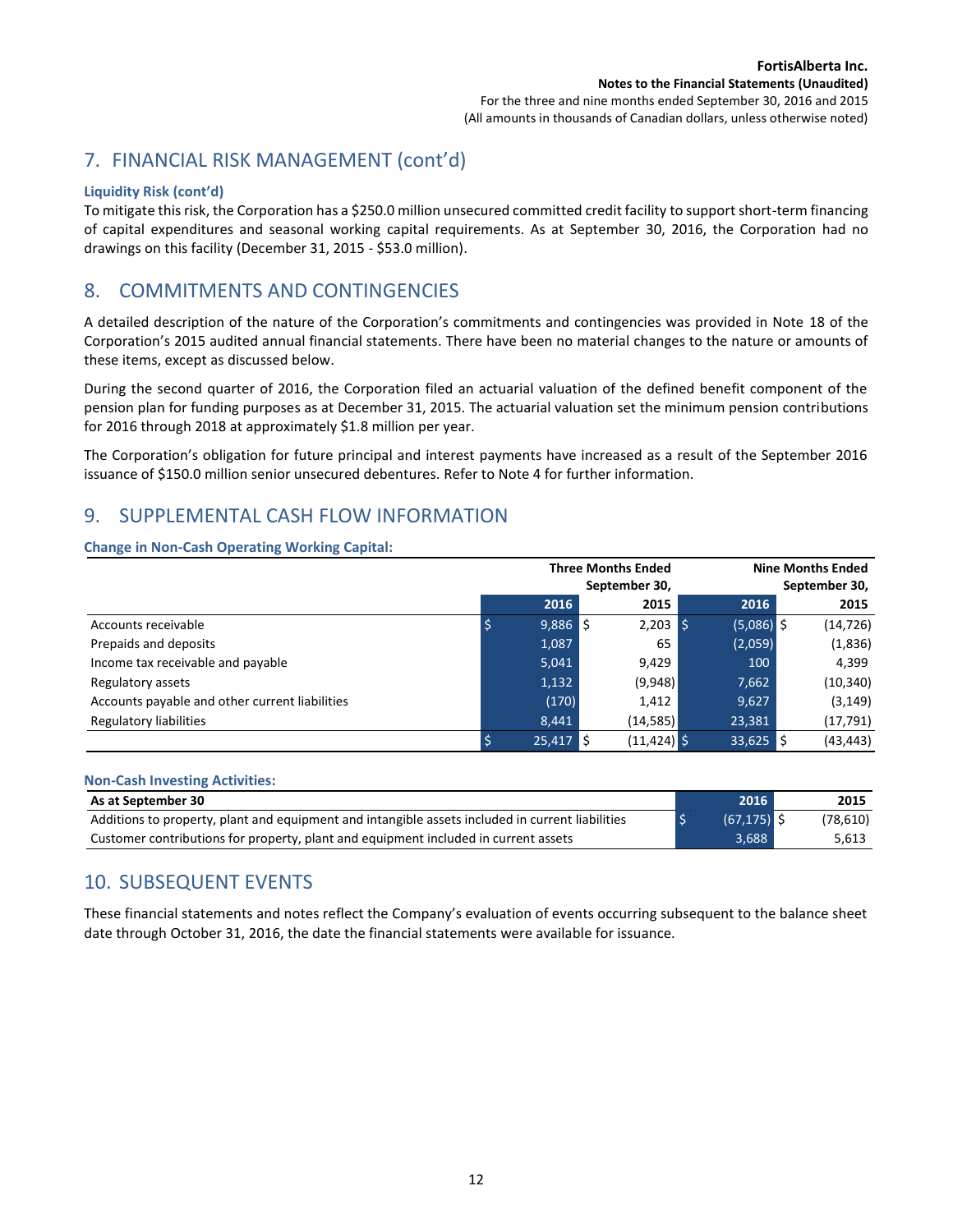## 7. FINANCIAL RISK MANAGEMENT (cont'd)

### Liquidity Risk (cont'd)

To mitigate this risk, the Corporation has a $250.0 million unsecured committed credit facility to support short-term financing of capital expenditures and seasonal working capital requirements. As at September 30, 2016, the Corporation had no drawings on this facility (December 31, 2015 - $53.0 million).

## 8. COMMITMENTS AND CONTINGENCIES

A detailed description of the nature of the Corporation's commitments and contingencies was provided in Note 18 of the Corporation's 2015 audited annual financial statements. There have been no material changes to the nature or amounts of these items, except as discussed below.

During the second quarter of 2016, the Corporation filed an actuarial valuation of the defined benefit component of the pension plan for funding purposes as at December 31, 2015. The actuarial valuation set the minimum pension contributions for 2016 through 2018 at approximately $1.8 million per year.

The Corporation's obligation for future principal and interest payments have increased as a result of the September 2016 issuance of $150.0 million senior unsecured debentures. Refer to Note 4 for further information.

## 9. SUPPLEMENTAL CASH FLOW INFORMATION

### Change in Non-Cash Operating Working Capital:

| | Three Months Ended September 30, | | Nine Months Ended September 30, | |
|---|---|---|---|---|
| | 2016 | 2015 | 2016 | 2015 |
| Accounts receivable | $ 9,886 | $ 2,203 | $ (5,086) | $ (14,726) |
| Prepaids and deposits | 1,087 | 65 | (2,059) | (1,836) |
| Income tax receivable and payable | 5,041 | 9,429 | 100 | 4,399 |
| Regulatory assets | 1,132 | (9,948) | 7,662 | (10,340) |
| Accounts payable and other current liabilities | (170) | 1,412 | 9,627 | (3,149) |
| Regulatory liabilities | 8,441 | (14,585) | 23,381 | (17,791) |
| | $ 25,417 | $ (11,424) | $ 33,625 | $ (43,443) |

### Non-Cash Investing Activities:

| As at September 30 | 2016 | 2015 |
|---|---|---|
| Additions to property, plant and equipment and intangible assets included in current liabilities | $ (67,175) | $ (78,610) |
| Customer contributions for property, plant and equipment included in current assets | 3,688 | 5,613 |

## 10. SUBSEQUENT EVENTS

These financial statements and notes reflect the Company's evaluation of events occurring subsequent to the balance sheet date through October 31, 2016, the date the financial statements were available for issuance.